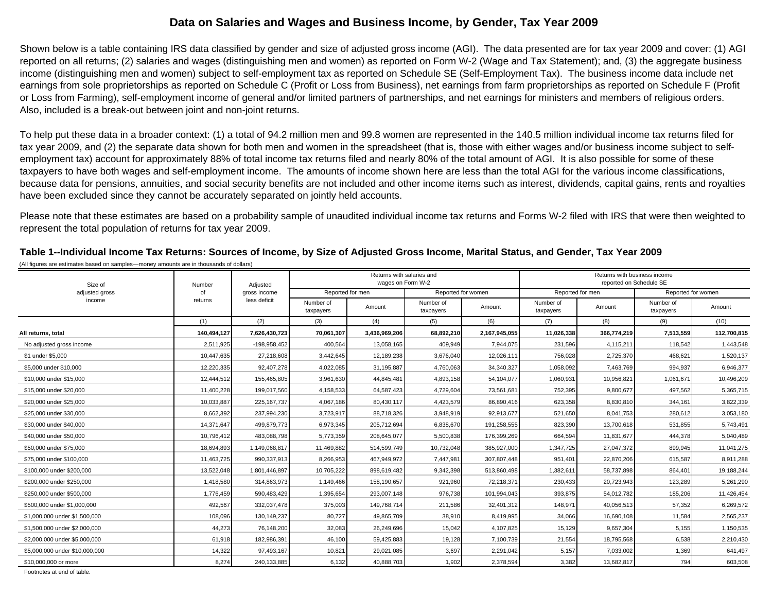# Data on Salaries and Wages and Business Income, by Gender, Tax Year 2009

Shown below is a table containing IRS data classified by gender and size of adjusted gross income (AGI). The data presented are for tax year 2009 and cover: (1) AGI reported on all returns; (2) salaries and wages (distinguishing men and women) as reported on Form W-2 (Wage and Tax Statement); and, (3) the aggregate business income (distinguishing men and women) subject to self-employment tax as reported on Schedule SE (Self-Employment Tax). The business income data include net earnings from sole proprietorships as reported on Schedule C (Profit or Loss from Business), net earnings from farm proprietorships as reported on Schedule F (Profit or Loss from Farming), self-employment income of general and/or limited partners of partnerships, and net earnings for ministers and members of religious orders. Also, included is a break-out between joint and non-joint returns.

To help put these data in a broader context: (1) a total of 94.2 million men and 99.8 women are represented in the 140.5 million individual income tax returns filed for tax year 2009, and (2) the separate data shown for both men and women in the spreadsheet (that is, those with either wages and/or business income subject to self-employment tax) account for approximately 88% of total income tax returns filed and nearly 80% of the total amount of AGI. It is also possible for some of these taxpayers to have both wages and self-employment income. The amounts of income shown here are less than the total AGI for the various income classifications, because data for pensions, annuities, and social security benefits are not included and other income items such as interest, dividends, capital gains, rents and royalties have been excluded since they cannot be accurately separated on jointly held accounts.

Please note that these estimates are based on a probability sample of unaudited individual income tax returns and Forms W-2 filed with IRS that were then weighted to represent the total population of returns for tax year 2009.

## Table 1--Individual Income Tax Returns: Sources of Income, by Size of Adjusted Gross Income, Marital Status, and Gender, Tax Year 2009

(All figures are estimates based on samples—money amounts are in thousands of dollars)

| Size of adjusted gross income | Number of returns | Adjusted gross income less deficit | Returns with salaries and wages on Form W-2 | | | | Returns with business income reported on Schedule SE | | | |
|---|---|---|---|---|---|---|---|---|---|---|
| | | | Reported for men | | Reported for women | | Reported for men | | Reported for women | |
| | | | Number of taxpayers | Amount | Number of taxpayers | Amount | Number of taxpayers | Amount | Number of taxpayers | Amount |
| | (1) | (2) | (3) | (4) | (5) | (6) | (7) | (8) | (9) | (10) |
| **All returns, total** | **140,494,127** | **7,626,430,723** | **70,061,307** | **3,436,969,206** | **68,892,210** | **2,167,945,055** | **11,026,338** | **366,774,219** | **7,513,559** | **112,700,815** |
| No adjusted gross income | 2,511,925 | -198,958,452 | 400,564 | 13,058,165 | 409,949 | 7,944,075 | 231,596 | 4,115,211 | 118,542 | 1,443,548 |
| $1 under $5,000 | 10,447,635 | 27,218,608 | 3,442,645 | 12,189,238 | 3,676,040 | 12,026,111 | 756,028 | 2,725,370 | 468,621 | 1,520,137 |
| $5,000 under $10,000 | 12,220,335 | 92,407,278 | 4,022,085 | 31,195,887 | 4,760,063 | 34,340,327 | 1,058,092 | 7,463,769 | 994,937 | 6,946,377 |
| $10,000 under $15,000 | 12,444,512 | 155,465,805 | 3,961,630 | 44,845,481 | 4,893,158 | 54,104,077 | 1,060,931 | 10,956,821 | 1,061,671 | 10,496,209 |
| $15,000 under $20,000 | 11,400,228 | 199,017,560 | 4,158,533 | 64,587,423 | 4,729,604 | 73,561,681 | 752,395 | 9,800,677 | 497,562 | 5,365,715 |
| $20,000 under $25,000 | 10,033,887 | 225,167,737 | 4,067,186 | 80,430,117 | 4,423,579 | 86,890,416 | 623,358 | 8,830,810 | 344,161 | 3,822,339 |
| $25,000 under $30,000 | 8,662,392 | 237,994,230 | 3,723,917 | 88,718,326 | 3,948,919 | 92,913,677 | 521,650 | 8,041,753 | 280,612 | 3,053,180 |
| $30,000 under $40,000 | 14,371,647 | 499,879,773 | 6,973,345 | 205,712,694 | 6,838,670 | 191,258,555 | 823,390 | 13,700,618 | 531,855 | 5,743,491 |
| $40,000 under $50,000 | 10,796,412 | 483,088,798 | 5,773,359 | 208,645,077 | 5,500,838 | 176,399,269 | 664,594 | 11,831,677 | 444,378 | 5,040,489 |
| $50,000 under $75,000 | 18,694,893 | 1,149,068,817 | 11,469,882 | 514,599,749 | 10,732,048 | 385,927,000 | 1,347,725 | 27,047,372 | 899,945 | 11,041,275 |
| $75,000 under $100,000 | 11,463,725 | 990,337,913 | 8,266,953 | 467,949,972 | 7,447,981 | 307,807,448 | 951,401 | 22,870,206 | 615,587 | 8,911,288 |
| $100,000 under $200,000 | 13,522,048 | 1,801,446,897 | 10,705,222 | 898,619,482 | 9,342,398 | 513,860,498 | 1,382,611 | 58,737,898 | 864,401 | 19,188,244 |
| $200,000 under $250,000 | 1,418,580 | 314,863,973 | 1,149,466 | 158,190,657 | 921,960 | 72,218,371 | 230,433 | 20,723,943 | 123,289 | 5,261,290 |
| $250,000 under $500,000 | 1,776,459 | 590,483,429 | 1,395,654 | 293,007,148 | 976,738 | 101,994,043 | 393,875 | 54,012,782 | 185,206 | 11,426,454 |
| $500,000 under $1,000,000 | 492,567 | 332,037,478 | 375,003 | 149,768,714 | 211,586 | 32,401,312 | 148,971 | 40,056,513 | 57,352 | 6,269,572 |
| $1,000,000 under $1,500,000 | 108,096 | 130,149,237 | 80,727 | 49,865,709 | 38,910 | 8,419,995 | 34,066 | 16,690,108 | 11,584 | 2,565,237 |
| $1,500,000 under $2,000,000 | 44,273 | 76,148,200 | 32,083 | 26,249,696 | 15,042 | 4,107,825 | 15,129 | 9,657,304 | 5,155 | 1,150,535 |
| $2,000,000 under $5,000,000 | 61,918 | 182,986,391 | 46,100 | 59,425,883 | 19,128 | 7,100,739 | 21,554 | 18,795,568 | 6,538 | 2,210,430 |
| $5,000,000 under $10,000,000 | 14,322 | 97,493,167 | 10,821 | 29,021,085 | 3,697 | 2,291,042 | 5,157 | 7,033,002 | 1,369 | 641,497 |
| $10,000,000 or more | 8,274 | 240,133,885 | 6,132 | 40,888,703 | 1,902 | 2,378,594 | 3,382 | 13,682,817 | 794 | 603,508 |

Footnotes at end of table.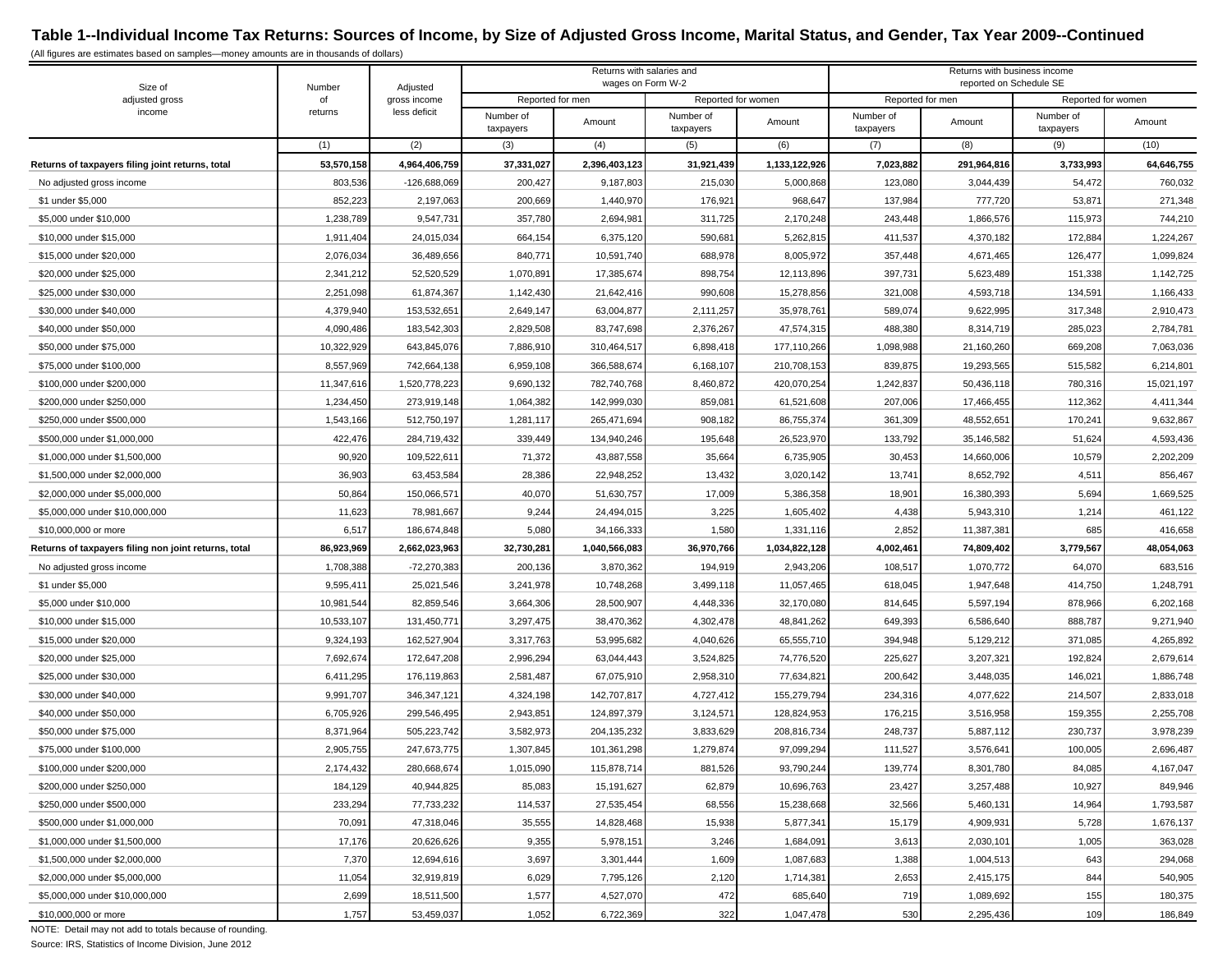# Table 1--Individual Income Tax Returns: Sources of Income, by Size of Adjusted Gross Income, Marital Status, and Gender, Tax Year 2009--Continued

(All figures are estimates based on samples—money amounts are in thousands of dollars)

| Size of adjusted gross income | Number of returns | Adjusted gross income less deficit | Returns with salaries and wages on Form W-2 | | | | Returns with business income reported on Schedule SE | | | |
|---|---|---|---|---|---|---|---|---|---|---|
| | | | Reported for men | | Reported for women | | Reported for men | | Reported for women | |
| | | | Number of taxpayers | Amount | Number of taxpayers | Amount | Number of taxpayers | Amount | Number of taxpayers | Amount |
| | (1) | (2) | (3) | (4) | (5) | (6) | (7) | (8) | (9) | (10) |
| **Returns of taxpayers filing joint returns, total** | **53,570,158** | **4,964,406,759** | **37,331,027** | **2,396,403,123** | **31,921,439** | **1,133,122,926** | **7,023,882** | **291,964,816** | **3,733,993** | **64,646,755** |
| No adjusted gross income | 803,536 | -126,688,069 | 200,427 | 9,187,803 | 215,030 | 5,000,868 | 123,080 | 3,044,439 | 54,472 | 760,032 |
| $1 under $5,000 | 852,223 | 2,197,063 | 200,669 | 1,440,970 | 176,921 | 968,647 | 137,984 | 777,720 | 53,871 | 271,348 |
| $5,000 under $10,000 | 1,238,789 | 9,547,731 | 357,780 | 2,694,981 | 311,725 | 2,170,248 | 243,448 | 1,866,576 | 115,973 | 744,210 |
| $10,000 under $15,000 | 1,911,404 | 24,015,034 | 664,154 | 6,375,120 | 590,681 | 5,262,815 | 411,537 | 4,370,182 | 172,884 | 1,224,267 |
| $15,000 under $20,000 | 2,076,034 | 36,489,656 | 840,771 | 10,591,740 | 688,978 | 8,005,972 | 357,448 | 4,671,465 | 126,477 | 1,099,824 |
| $20,000 under $25,000 | 2,341,212 | 52,520,529 | 1,070,891 | 17,385,674 | 898,754 | 12,113,896 | 397,731 | 5,623,489 | 151,338 | 1,142,725 |
| $25,000 under $30,000 | 2,251,098 | 61,874,367 | 1,142,430 | 21,642,416 | 990,608 | 15,278,856 | 321,008 | 4,593,718 | 134,591 | 1,166,433 |
| $30,000 under $40,000 | 4,379,940 | 153,532,651 | 2,649,147 | 63,004,877 | 2,111,257 | 35,978,761 | 589,074 | 9,622,995 | 317,348 | 2,910,473 |
| $40,000 under $50,000 | 4,090,486 | 183,542,303 | 2,829,508 | 83,747,698 | 2,376,267 | 47,574,315 | 488,380 | 8,314,719 | 285,023 | 2,784,781 |
| $50,000 under $75,000 | 10,322,929 | 643,845,076 | 7,886,910 | 310,464,517 | 6,898,418 | 177,110,266 | 1,098,988 | 21,160,260 | 669,208 | 7,063,036 |
| $75,000 under $100,000 | 8,557,969 | 742,664,138 | 6,959,108 | 366,588,674 | 6,168,107 | 210,708,153 | 839,875 | 19,293,565 | 515,582 | 6,214,801 |
| $100,000 under $200,000 | 11,347,616 | 1,520,778,223 | 9,690,132 | 782,740,768 | 8,460,872 | 420,070,254 | 1,242,837 | 50,436,118 | 780,316 | 15,021,197 |
| $200,000 under $250,000 | 1,234,450 | 273,919,148 | 1,064,382 | 142,999,030 | 859,081 | 61,521,608 | 207,006 | 17,466,455 | 112,362 | 4,411,344 |
| $250,000 under $500,000 | 1,543,166 | 512,750,197 | 1,281,117 | 265,471,694 | 908,182 | 86,755,374 | 361,309 | 48,552,651 | 170,241 | 9,632,867 |
| $500,000 under $1,000,000 | 422,476 | 284,719,432 | 339,449 | 134,940,246 | 195,648 | 26,523,970 | 133,792 | 35,146,582 | 51,624 | 4,593,436 |
| $1,000,000 under $1,500,000 | 90,920 | 109,522,611 | 71,372 | 43,887,558 | 35,664 | 6,735,905 | 30,453 | 14,660,006 | 10,579 | 2,202,209 |
| $1,500,000 under $2,000,000 | 36,903 | 63,453,584 | 28,386 | 22,948,252 | 13,432 | 3,020,142 | 13,741 | 8,652,792 | 4,511 | 856,467 |
| $2,000,000 under $5,000,000 | 50,864 | 150,066,571 | 40,070 | 51,630,757 | 17,009 | 5,386,358 | 18,901 | 16,380,393 | 5,694 | 1,669,525 |
| $5,000,000 under $10,000,000 | 11,623 | 78,981,667 | 9,244 | 24,494,015 | 3,225 | 1,605,402 | 4,438 | 5,943,310 | 1,214 | 461,122 |
| $10,000,000 or more | 6,517 | 186,674,848 | 5,080 | 34,166,333 | 1,580 | 1,331,116 | 2,852 | 11,387,381 | 685 | 416,658 |
| **Returns of taxpayers filing non joint returns, total** | **86,923,969** | **2,662,023,963** | **32,730,281** | **1,040,566,083** | **36,970,766** | **1,034,822,128** | **4,002,461** | **74,809,402** | **3,779,567** | **48,054,063** |
| No adjusted gross income | 1,708,388 | -72,270,383 | 200,136 | 3,870,362 | 194,919 | 2,943,206 | 108,517 | 1,070,772 | 64,070 | 683,516 |
| $1 under $5,000 | 9,595,411 | 25,021,546 | 3,241,978 | 10,748,268 | 3,499,118 | 11,057,465 | 618,045 | 1,947,648 | 414,750 | 1,248,791 |
| $5,000 under $10,000 | 10,981,544 | 82,859,546 | 3,664,306 | 28,500,907 | 4,448,336 | 32,170,080 | 814,645 | 5,597,194 | 878,966 | 6,202,168 |
| $10,000 under $15,000 | 10,533,107 | 131,450,771 | 3,297,475 | 38,470,362 | 4,302,478 | 48,841,262 | 649,393 | 6,586,640 | 888,787 | 9,271,940 |
| $15,000 under $20,000 | 9,324,193 | 162,527,904 | 3,317,763 | 53,995,682 | 4,040,626 | 65,555,710 | 394,948 | 5,129,212 | 371,085 | 4,265,892 |
| $20,000 under $25,000 | 7,692,674 | 172,647,208 | 2,996,294 | 63,044,443 | 3,524,825 | 74,776,520 | 225,627 | 3,207,321 | 192,824 | 2,679,614 |
| $25,000 under $30,000 | 6,411,295 | 176,119,863 | 2,581,487 | 67,075,910 | 2,958,310 | 77,634,821 | 200,642 | 3,448,035 | 146,021 | 1,886,748 |
| $30,000 under $40,000 | 9,991,707 | 346,347,121 | 4,324,198 | 142,707,817 | 4,727,412 | 155,279,794 | 234,316 | 4,077,622 | 214,507 | 2,833,018 |
| $40,000 under $50,000 | 6,705,926 | 299,546,495 | 2,943,851 | 124,897,379 | 3,124,571 | 128,824,953 | 176,215 | 3,516,958 | 159,355 | 2,255,708 |
| $50,000 under $75,000 | 8,371,964 | 505,223,742 | 3,582,973 | 204,135,232 | 3,833,629 | 208,816,734 | 248,737 | 5,887,112 | 230,737 | 3,978,239 |
| $75,000 under $100,000 | 2,905,755 | 247,673,775 | 1,307,845 | 101,361,298 | 1,279,874 | 97,099,294 | 111,527 | 3,576,641 | 100,005 | 2,696,487 |
| $100,000 under $200,000 | 2,174,432 | 280,668,674 | 1,015,090 | 115,878,714 | 881,526 | 93,790,244 | 139,774 | 8,301,780 | 84,085 | 4,167,047 |
| $200,000 under $250,000 | 184,129 | 40,944,825 | 85,083 | 15,191,627 | 62,879 | 10,696,763 | 23,427 | 3,257,488 | 10,927 | 849,946 |
| $250,000 under $500,000 | 233,294 | 77,733,232 | 114,537 | 27,535,454 | 68,556 | 15,238,668 | 32,566 | 5,460,131 | 14,964 | 1,793,587 |
| $500,000 under $1,000,000 | 70,091 | 47,318,046 | 35,555 | 14,828,468 | 15,938 | 5,877,341 | 15,179 | 4,909,931 | 5,728 | 1,676,137 |
| $1,000,000 under $1,500,000 | 17,176 | 20,626,626 | 9,355 | 5,978,151 | 3,246 | 1,684,091 | 3,613 | 2,030,101 | 1,005 | 363,028 |
| $1,500,000 under $2,000,000 | 7,370 | 12,694,616 | 3,697 | 3,301,444 | 1,609 | 1,087,683 | 1,388 | 1,004,513 | 643 | 294,068 |
| $2,000,000 under $5,000,000 | 11,054 | 32,919,819 | 6,029 | 7,795,126 | 2,120 | 1,714,381 | 2,653 | 2,415,175 | 844 | 540,905 |
| $5,000,000 under $10,000,000 | 2,699 | 18,511,500 | 1,577 | 4,527,070 | 472 | 685,640 | 719 | 1,089,692 | 155 | 180,375 |
| $10,000,000 or more | 1,757 | 53,459,037 | 1,052 | 6,722,369 | 322 | 1,047,478 | 530 | 2,295,436 | 109 | 186,849 |

NOTE: Detail may not add to totals because of rounding.

Source: IRS, Statistics of Income Division, June 2012